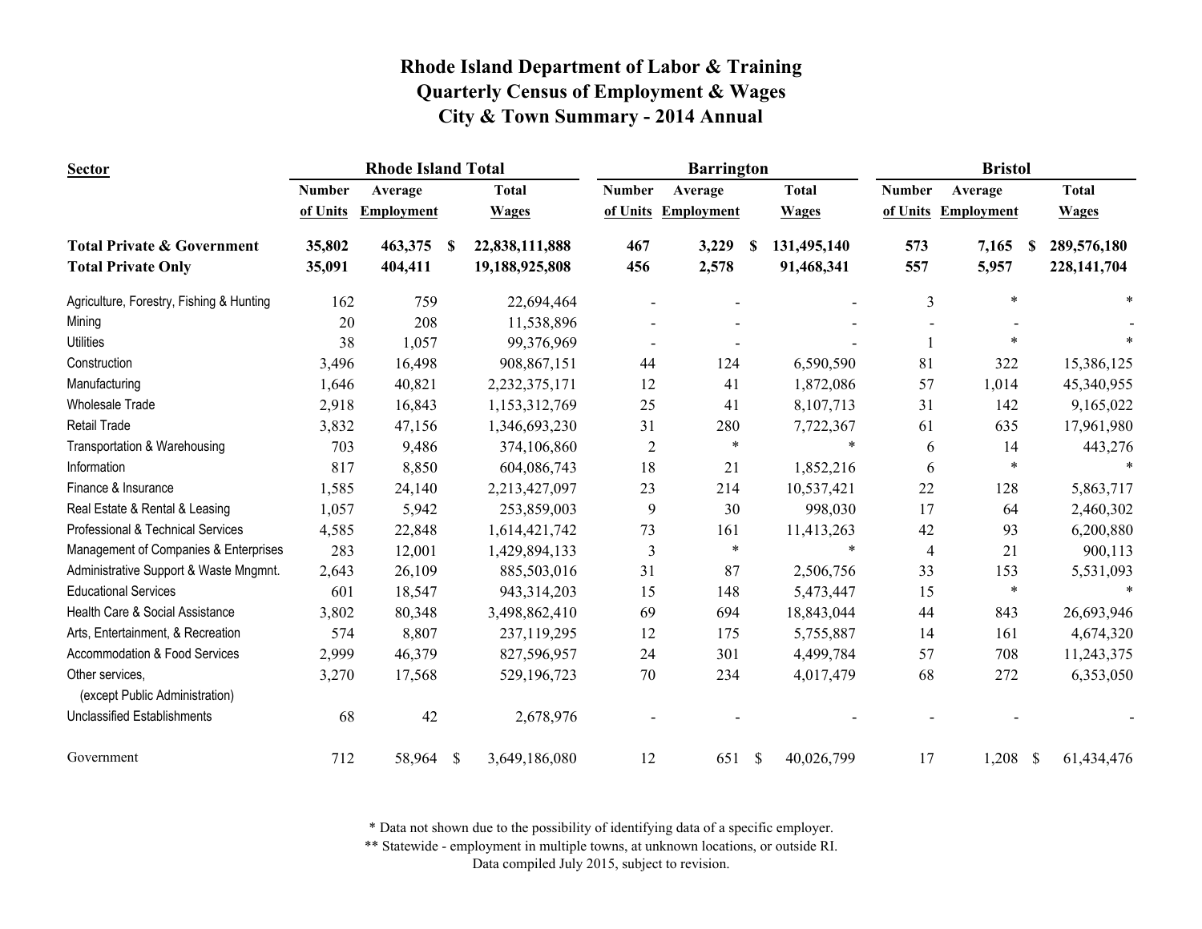# Rhode Island Department of Labor & Training
# Quarterly Census of Employment & Wages
# City & Town Summary - 2014 Annual

| Sector | Rhode Island Total | | | Barrington | | | Bristol | | |
|---|---|---|---|---|---|---|---|---|---|
| | Number of Units | Average Employment | Total Wages | Number of Units | Average Employment | Total Wages | Number of Units | Average Employment | Total Wages |
| **Total Private & Government** | **35,802** | **463,375** | **$ 22,838,111,888** | **467** | **3,229** | **$ 131,495,140** | **573** | **7,165** | **$ 289,576,180** |
| **Total Private Only** | **35,091** | **404,411** | **19,188,925,808** | **456** | **2,578** | **91,468,341** | **557** | **5,957** | **228,141,704** |
| Agriculture, Forestry, Fishing & Hunting | 162 | 759 | 22,694,464 | - | - | - | 3 | * | * |
| Mining | 20 | 208 | 11,538,896 | - | - | - | - | - | - |
| Utilities | 38 | 1,057 | 99,376,969 | - | - | - | 1 | * | * |
| Construction | 3,496 | 16,498 | 908,867,151 | 44 | 124 | 6,590,590 | 81 | 322 | 15,386,125 |
| Manufacturing | 1,646 | 40,821 | 2,232,375,171 | 12 | 41 | 1,872,086 | 57 | 1,014 | 45,340,955 |
| Wholesale Trade | 2,918 | 16,843 | 1,153,312,769 | 25 | 41 | 8,107,713 | 31 | 142 | 9,165,022 |
| Retail Trade | 3,832 | 47,156 | 1,346,693,230 | 31 | 280 | 7,722,367 | 61 | 635 | 17,961,980 |
| Transportation & Warehousing | 703 | 9,486 | 374,106,860 | 2 | * | * | 6 | 14 | 443,276 |
| Information | 817 | 8,850 | 604,086,743 | 18 | 21 | 1,852,216 | 6 | * | * |
| Finance & Insurance | 1,585 | 24,140 | 2,213,427,097 | 23 | 214 | 10,537,421 | 22 | 128 | 5,863,717 |
| Real Estate & Rental & Leasing | 1,057 | 5,942 | 253,859,003 | 9 | 30 | 998,030 | 17 | 64 | 2,460,302 |
| Professional & Technical Services | 4,585 | 22,848 | 1,614,421,742 | 73 | 161 | 11,413,263 | 42 | 93 | 6,200,880 |
| Management of Companies & Enterprises | 283 | 12,001 | 1,429,894,133 | 3 | * | * | 4 | 21 | 900,113 |
| Administrative Support & Waste Mngmnt. | 2,643 | 26,109 | 885,503,016 | 31 | 87 | 2,506,756 | 33 | 153 | 5,531,093 |
| Educational Services | 601 | 18,547 | 943,314,203 | 15 | 148 | 5,473,447 | 15 | * | * |
| Health Care & Social Assistance | 3,802 | 80,348 | 3,498,862,410 | 69 | 694 | 18,843,044 | 44 | 843 | 26,693,946 |
| Arts, Entertainment, & Recreation | 574 | 8,807 | 237,119,295 | 12 | 175 | 5,755,887 | 14 | 161 | 4,674,320 |
| Accommodation & Food Services | 2,999 | 46,379 | 827,596,957 | 24 | 301 | 4,499,784 | 57 | 708 | 11,243,375 |
| Other services, (except Public Administration) | 3,270 | 17,568 | 529,196,723 | 70 | 234 | 4,017,479 | 68 | 272 | 6,353,050 |
| Unclassified Establishments | 68 | 42 | 2,678,976 | - | - | - | - | - | - |
| Government | 712 | 58,964 | $ 3,649,186,080 | 12 | 651 | $ 40,026,799 | 17 | 1,208 | $ 61,434,476 |

\* Data not shown due to the possibility of identifying data of a specific employer.

\*\* Statewide - employment in multiple towns, at unknown locations, or outside RI.

Data compiled July 2015, subject to revision.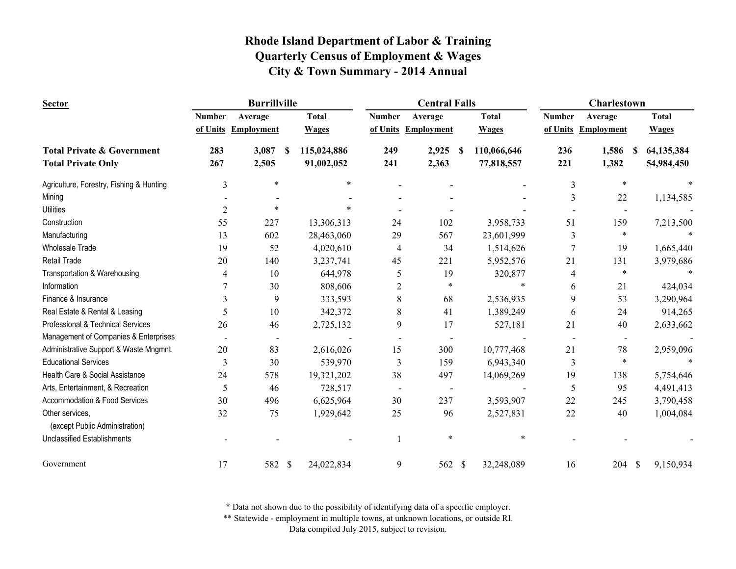# Rhode Island Department of Labor & Training
## Quarterly Census of Employment & Wages
## City & Town Summary - 2014 Annual

| Sector | Burrillville | | | Central Falls | | | Charlestown | | |
|---|---|---|---|---|---|---|---|---|---|
| | Number of Units | Average Employment | Total Wages | Number of Units | Average Employment | Total Wages | Number of Units | Average Employment | Total Wages |
| **Total Private & Government** | **283** | **3,087** | **$ 115,024,886** | **249** | **2,925** | **$ 110,066,646** | **236** | **1,586** | **$ 64,135,384** |
| **Total Private Only** | **267** | **2,505** | **91,002,052** | **241** | **2,363** | **77,818,557** | **221** | **1,382** | **54,984,450** |
| Agriculture, Forestry, Fishing & Hunting | 3 | * | * | - | - | - | 3 | * | * |
| Mining | - | - | - | - | - | - | 3 | 22 | 1,134,585 |
| Utilities | 2 | * | * | - | - | - | - | - | - |
| Construction | 55 | 227 | 13,306,313 | 24 | 102 | 3,958,733 | 51 | 159 | 7,213,500 |
| Manufacturing | 13 | 602 | 28,463,060 | 29 | 567 | 23,601,999 | 3 | * | * |
| Wholesale Trade | 19 | 52 | 4,020,610 | 4 | 34 | 1,514,626 | 7 | 19 | 1,665,440 |
| Retail Trade | 20 | 140 | 3,237,741 | 45 | 221 | 5,952,576 | 21 | 131 | 3,979,686 |
| Transportation & Warehousing | 4 | 10 | 644,978 | 5 | 19 | 320,877 | 4 | * | * |
| Information | 7 | 30 | 808,606 | 2 | * | * | 6 | 21 | 424,034 |
| Finance & Insurance | 3 | 9 | 333,593 | 8 | 68 | 2,536,935 | 9 | 53 | 3,290,964 |
| Real Estate & Rental & Leasing | 5 | 10 | 342,372 | 8 | 41 | 1,389,249 | 6 | 24 | 914,265 |
| Professional & Technical Services | 26 | 46 | 2,725,132 | 9 | 17 | 527,181 | 21 | 40 | 2,633,662 |
| Management of Companies & Enterprises | - | - | - | - | - | - | - | - | - |
| Administrative Support & Waste Mngmnt. | 20 | 83 | 2,616,026 | 15 | 300 | 10,777,468 | 21 | 78 | 2,959,096 |
| Educational Services | 3 | 30 | 539,970 | 3 | 159 | 6,943,340 | 3 | * | * |
| Health Care & Social Assistance | 24 | 578 | 19,321,202 | 38 | 497 | 14,069,269 | 19 | 138 | 5,754,646 |
| Arts, Entertainment, & Recreation | 5 | 46 | 728,517 | - | - | - | 5 | 95 | 4,491,413 |
| Accommodation & Food Services | 30 | 496 | 6,625,964 | 30 | 237 | 3,593,907 | 22 | 245 | 3,790,458 |
| Other services, (except Public Administration) | 32 | 75 | 1,929,642 | 25 | 96 | 2,527,831 | 22 | 40 | 1,004,084 |
| Unclassified Establishments | - | - | - | 1 | * | * | - | - | - |
| Government | 17 | 582 | $ 24,022,834 | 9 | 562 | $ 32,248,089 | 16 | 204 | $ 9,150,934 |

\* Data not shown due to the possibility of identifying data of a specific employer.

\*\* Statewide - employment in multiple towns, at unknown locations, or outside RI.

Data compiled July 2015, subject to revision.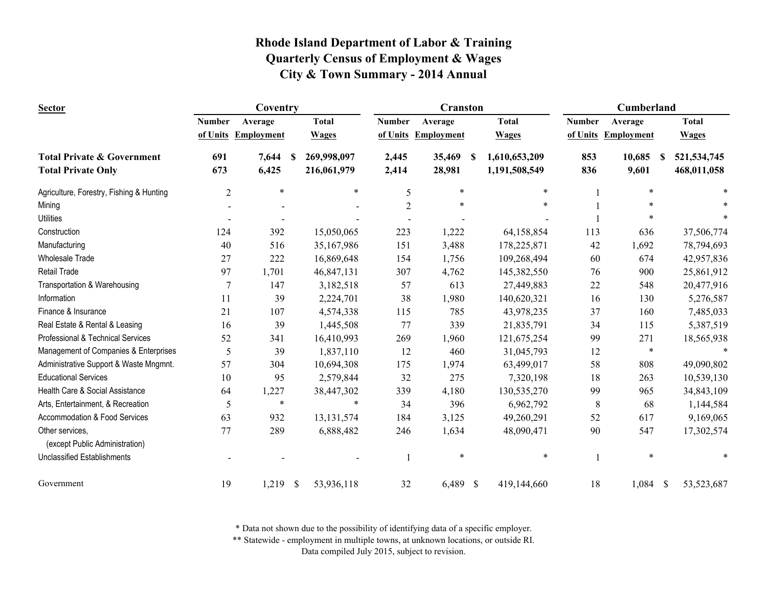# Rhode Island Department of Labor & Training
## Quarterly Census of Employment & Wages
## City & Town Summary - 2014 Annual

| Sector | Coventry | | | Cranston | | | Cumberland | | |
|---|---|---|---|---|---|---|---|---|---|
| | Number of Units | Average Employment | Total Wages | Number of Units | Average Employment | Total Wages | Number of Units | Average Employment | Total Wages |
| **Total Private & Government** | **691** | **7,644** | **$ 269,998,097** | **2,445** | **35,469** | **$ 1,610,653,209** | **853** | **10,685** | **$ 521,534,745** |
| **Total Private Only** | **673** | **6,425** | **216,061,979** | **2,414** | **28,981** | **1,191,508,549** | **836** | **9,601** | **468,011,058** |
| Agriculture, Forestry, Fishing & Hunting | 2 | * | * | 5 | * | * | 1 | * | * |
| Mining | - | - | - | 2 | * | * | 1 | * | * |
| Utilities | - | - | - | - | - | - | 1 | * | * |
| Construction | 124 | 392 | 15,050,065 | 223 | 1,222 | 64,158,854 | 113 | 636 | 37,506,774 |
| Manufacturing | 40 | 516 | 35,167,986 | 151 | 3,488 | 178,225,871 | 42 | 1,692 | 78,794,693 |
| Wholesale Trade | 27 | 222 | 16,869,648 | 154 | 1,756 | 109,268,494 | 60 | 674 | 42,957,836 |
| Retail Trade | 97 | 1,701 | 46,847,131 | 307 | 4,762 | 145,382,550 | 76 | 900 | 25,861,912 |
| Transportation & Warehousing | 7 | 147 | 3,182,518 | 57 | 613 | 27,449,883 | 22 | 548 | 20,477,916 |
| Information | 11 | 39 | 2,224,701 | 38 | 1,980 | 140,620,321 | 16 | 130 | 5,276,587 |
| Finance & Insurance | 21 | 107 | 4,574,338 | 115 | 785 | 43,978,235 | 37 | 160 | 7,485,033 |
| Real Estate & Rental & Leasing | 16 | 39 | 1,445,508 | 77 | 339 | 21,835,791 | 34 | 115 | 5,387,519 |
| Professional & Technical Services | 52 | 341 | 16,410,993 | 269 | 1,960 | 121,675,254 | 99 | 271 | 18,565,938 |
| Management of Companies & Enterprises | 5 | 39 | 1,837,110 | 12 | 460 | 31,045,793 | 12 | * | * |
| Administrative Support & Waste Mngmnt. | 57 | 304 | 10,694,308 | 175 | 1,974 | 63,499,017 | 58 | 808 | 49,090,802 |
| Educational Services | 10 | 95 | 2,579,844 | 32 | 275 | 7,320,198 | 18 | 263 | 10,539,130 |
| Health Care & Social Assistance | 64 | 1,227 | 38,447,302 | 339 | 4,180 | 130,535,270 | 99 | 965 | 34,843,109 |
| Arts, Entertainment, & Recreation | 5 | * | * | 34 | 396 | 6,962,792 | 8 | 68 | 1,144,584 |
| Accommodation & Food Services | 63 | 932 | 13,131,574 | 184 | 3,125 | 49,260,291 | 52 | 617 | 9,169,065 |
| Other services, (except Public Administration) | 77 | 289 | 6,888,482 | 246 | 1,634 | 48,090,471 | 90 | 547 | 17,302,574 |
| Unclassified Establishments | - | - | - | 1 | * | * | 1 | * | * |
| Government | 19 | 1,219 | $ 53,936,118 | 32 | 6,489 | $ 419,144,660 | 18 | 1,084 | $ 53,523,687 |

\* Data not shown due to the possibility of identifying data of a specific employer.

\*\* Statewide - employment in multiple towns, at unknown locations, or outside RI.

Data compiled July 2015, subject to revision.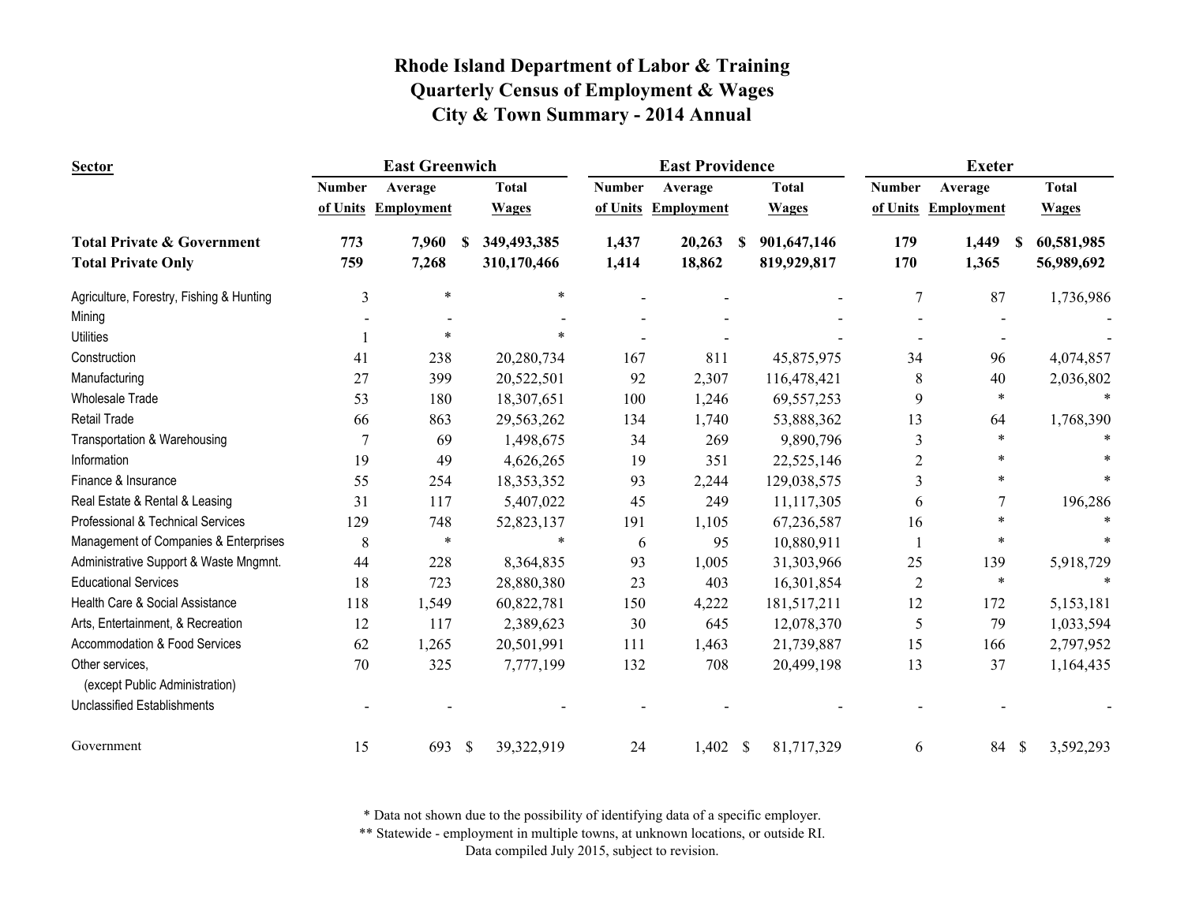# Rhode Island Department of Labor & Training
## Quarterly Census of Employment & Wages
## City & Town Summary - 2014 Annual

| Sector | East Greenwich | | | East Providence | | | Exeter | | |
|---|---|---|---|---|---|---|---|---|---|
| | Number of Units | Average Employment | Total Wages | Number of Units | Average Employment | Total Wages | Number of Units | Average Employment | Total Wages |
| **Total Private & Government** | **773** | **7,960** | **$ 349,493,385** | **1,437** | **20,263** | **$ 901,647,146** | **179** | **1,449** | **$ 60,581,985** |
| **Total Private Only** | **759** | **7,268** | **310,170,466** | **1,414** | **18,862** | **819,929,817** | **170** | **1,365** | **56,989,692** |
| Agriculture, Forestry, Fishing & Hunting | 3 | * | * | - | - | - | 7 | 87 | 1,736,986 |
| Mining | - | - | - | - | - | - | - | - | - |
| Utilities | 1 | * | * | - | - | - | - | - | - |
| Construction | 41 | 238 | 20,280,734 | 167 | 811 | 45,875,975 | 34 | 96 | 4,074,857 |
| Manufacturing | 27 | 399 | 20,522,501 | 92 | 2,307 | 116,478,421 | 8 | 40 | 2,036,802 |
| Wholesale Trade | 53 | 180 | 18,307,651 | 100 | 1,246 | 69,557,253 | 9 | * | * |
| Retail Trade | 66 | 863 | 29,563,262 | 134 | 1,740 | 53,888,362 | 13 | 64 | 1,768,390 |
| Transportation & Warehousing | 7 | 69 | 1,498,675 | 34 | 269 | 9,890,796 | 3 | * | * |
| Information | 19 | 49 | 4,626,265 | 19 | 351 | 22,525,146 | 2 | * | * |
| Finance & Insurance | 55 | 254 | 18,353,352 | 93 | 2,244 | 129,038,575 | 3 | * | * |
| Real Estate & Rental & Leasing | 31 | 117 | 5,407,022 | 45 | 249 | 11,117,305 | 6 | 7 | 196,286 |
| Professional & Technical Services | 129 | 748 | 52,823,137 | 191 | 1,105 | 67,236,587 | 16 | * | * |
| Management of Companies & Enterprises | 8 | * | * | 6 | 95 | 10,880,911 | 1 | * | * |
| Administrative Support & Waste Mngmnt. | 44 | 228 | 8,364,835 | 93 | 1,005 | 31,303,966 | 25 | 139 | 5,918,729 |
| Educational Services | 18 | 723 | 28,880,380 | 23 | 403 | 16,301,854 | 2 | * | * |
| Health Care & Social Assistance | 118 | 1,549 | 60,822,781 | 150 | 4,222 | 181,517,211 | 12 | 172 | 5,153,181 |
| Arts, Entertainment, & Recreation | 12 | 117 | 2,389,623 | 30 | 645 | 12,078,370 | 5 | 79 | 1,033,594 |
| Accommodation & Food Services | 62 | 1,265 | 20,501,991 | 111 | 1,463 | 21,739,887 | 15 | 166 | 2,797,952 |
| Other services, (except Public Administration) | 70 | 325 | 7,777,199 | 132 | 708 | 20,499,198 | 13 | 37 | 1,164,435 |
| Unclassified Establishments | - | - | - | - | - | - | - | - | - |
| Government | 15 | 693 | $ 39,322,919 | 24 | 1,402 | $ 81,717,329 | 6 | 84 | $ 3,592,293 |

\* Data not shown due to the possibility of identifying data of a specific employer.

\*\* Statewide - employment in multiple towns, at unknown locations, or outside RI.

Data compiled July 2015, subject to revision.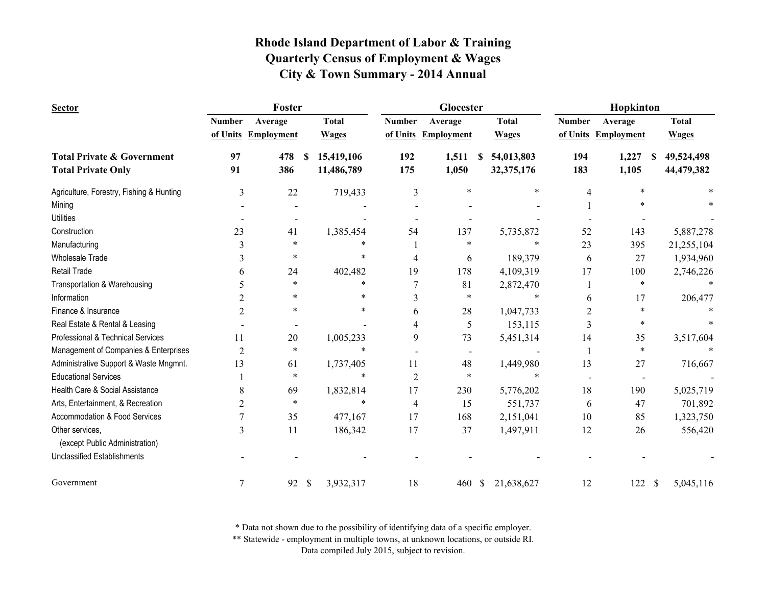# Rhode Island Department of Labor & Training
## Quarterly Census of Employment & Wages
## City & Town Summary - 2014 Annual

| Sector | Foster | | | Glocester | | | Hopkinton | | |
|---|---|---|---|---|---|---|---|---|---|
| | Number of Units | Average Employment | Total Wages | Number of Units | Average Employment | Total Wages | Number of Units | Average Employment | Total Wages |
| **Total Private & Government** | **97** | **478** | **$ 15,419,106** | **192** | **1,511** | **$ 54,013,803** | **194** | **1,227** | **$ 49,524,498** |
| **Total Private Only** | **91** | **386** | **11,486,789** | **175** | **1,050** | **32,375,176** | **183** | **1,105** | **44,479,382** |
| Agriculture, Forestry, Fishing & Hunting | 3 | 22 | 719,433 | 3 | * | * | 4 | * | * |
| Mining | - | - | - | - | - | - | 1 | * | * |
| Utilities | - | - | - | - | - | - | - | - | - |
| Construction | 23 | 41 | 1,385,454 | 54 | 137 | 5,735,872 | 52 | 143 | 5,887,278 |
| Manufacturing | 3 | * | * | 1 | * | * | 23 | 395 | 21,255,104 |
| Wholesale Trade | 3 | * | * | 4 | 6 | 189,379 | 6 | 27 | 1,934,960 |
| Retail Trade | 6 | 24 | 402,482 | 19 | 178 | 4,109,319 | 17 | 100 | 2,746,226 |
| Transportation & Warehousing | 5 | * | * | 7 | 81 | 2,872,470 | 1 | * | * |
| Information | 2 | * | * | 3 | * | * | 6 | 17 | 206,477 |
| Finance & Insurance | 2 | * | * | 6 | 28 | 1,047,733 | 2 | * | * |
| Real Estate & Rental & Leasing | - | - | - | 4 | 5 | 153,115 | 3 | * | * |
| Professional & Technical Services | 11 | 20 | 1,005,233 | 9 | 73 | 5,451,314 | 14 | 35 | 3,517,604 |
| Management of Companies & Enterprises | 2 | * | * | - | - | - | 1 | * | * |
| Administrative Support & Waste Mngmnt. | 13 | 61 | 1,737,405 | 11 | 48 | 1,449,980 | 13 | 27 | 716,667 |
| Educational Services | 1 | * | * | 2 | * | * | - | - | - |
| Health Care & Social Assistance | 8 | 69 | 1,832,814 | 17 | 230 | 5,776,202 | 18 | 190 | 5,025,719 |
| Arts, Entertainment, & Recreation | 2 | * | * | 4 | 15 | 551,737 | 6 | 47 | 701,892 |
| Accommodation & Food Services | 7 | 35 | 477,167 | 17 | 168 | 2,151,041 | 10 | 85 | 1,323,750 |
| Other services, (except Public Administration) | 3 | 11 | 186,342 | 17 | 37 | 1,497,911 | 12 | 26 | 556,420 |
| Unclassified Establishments | - | - | - | - | - | - | - | - | - |
| Government | 7 | 92 | $ 3,932,317 | 18 | 460 | $ 21,638,627 | 12 | 122 | $ 5,045,116 |

\* Data not shown due to the possibility of identifying data of a specific employer.

\*\* Statewide - employment in multiple towns, at unknown locations, or outside RI.

Data compiled July 2015, subject to revision.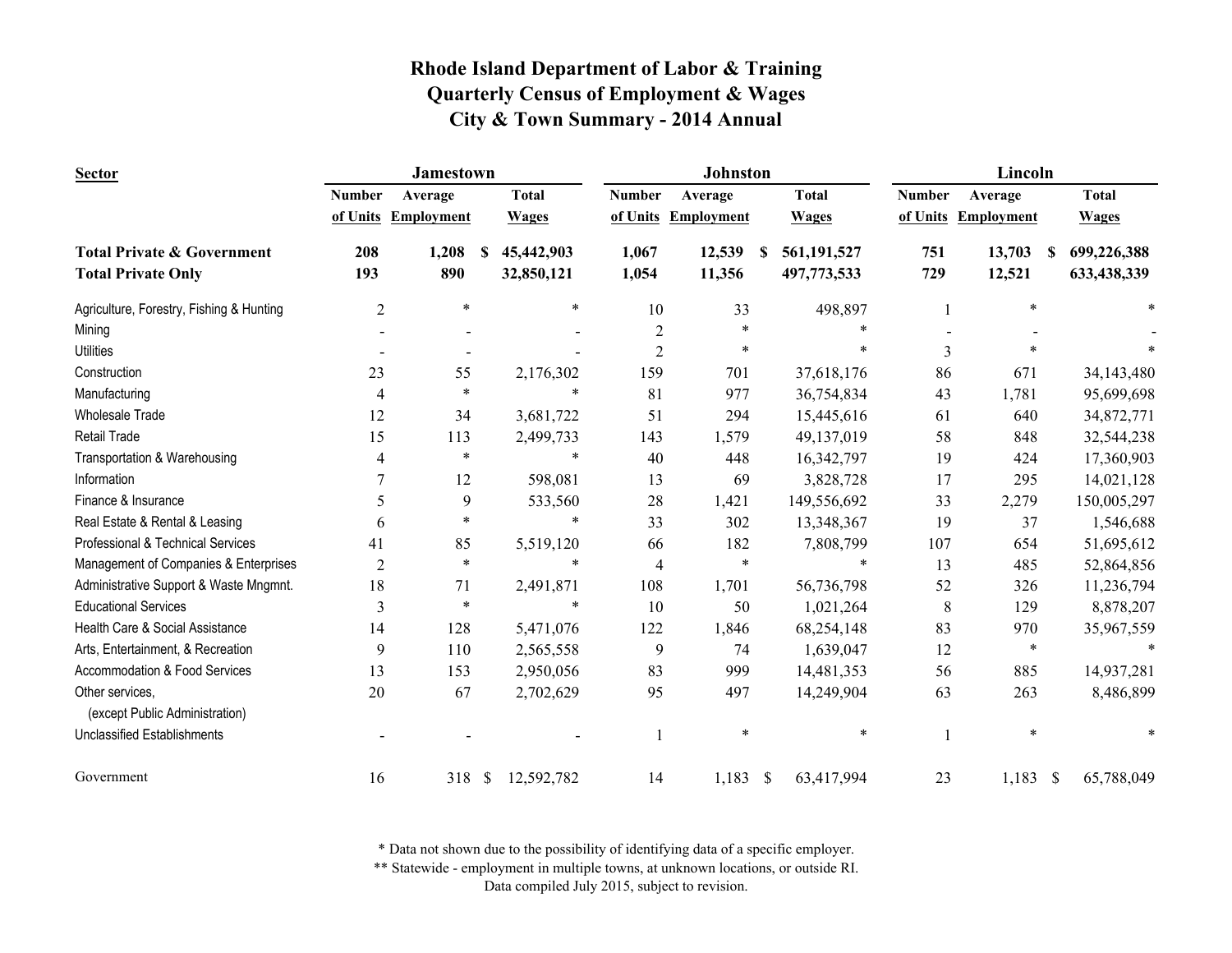# Rhode Island Department of Labor & Training
## Quarterly Census of Employment & Wages
## City & Town Summary - 2014 Annual

| Sector | Jamestown | | | Johnston | | | Lincoln | | |
|---|---|---|---|---|---|---|---|---|---|
| | Number of Units | Average Employment | Total Wages | Number of Units | Average Employment | Total Wages | Number of Units | Average Employment | Total Wages |
| **Total Private & Government** | **208** | **1,208** | **$ 45,442,903** | **1,067** | **12,539** | **$ 561,191,527** | **751** | **13,703** | **$ 699,226,388** |
| **Total Private Only** | **193** | **890** | **32,850,121** | **1,054** | **11,356** | **497,773,533** | **729** | **12,521** | **633,438,339** |
| Agriculture, Forestry, Fishing & Hunting | 2 | * | * | 10 | 33 | 498,897 | 1 | * | * |
| Mining | - | - | - | 2 | * | * | - | - | - |
| Utilities | - | - | - | 2 | * | * | 3 | * | * |
| Construction | 23 | 55 | 2,176,302 | 159 | 701 | 37,618,176 | 86 | 671 | 34,143,480 |
| Manufacturing | 4 | * | * | 81 | 977 | 36,754,834 | 43 | 1,781 | 95,699,698 |
| Wholesale Trade | 12 | 34 | 3,681,722 | 51 | 294 | 15,445,616 | 61 | 640 | 34,872,771 |
| Retail Trade | 15 | 113 | 2,499,733 | 143 | 1,579 | 49,137,019 | 58 | 848 | 32,544,238 |
| Transportation & Warehousing | 4 | * | * | 40 | 448 | 16,342,797 | 19 | 424 | 17,360,903 |
| Information | 7 | 12 | 598,081 | 13 | 69 | 3,828,728 | 17 | 295 | 14,021,128 |
| Finance & Insurance | 5 | 9 | 533,560 | 28 | 1,421 | 149,556,692 | 33 | 2,279 | 150,005,297 |
| Real Estate & Rental & Leasing | 6 | * | * | 33 | 302 | 13,348,367 | 19 | 37 | 1,546,688 |
| Professional & Technical Services | 41 | 85 | 5,519,120 | 66 | 182 | 7,808,799 | 107 | 654 | 51,695,612 |
| Management of Companies & Enterprises | 2 | * | * | 4 | * | * | 13 | 485 | 52,864,856 |
| Administrative Support & Waste Mngmnt. | 18 | 71 | 2,491,871 | 108 | 1,701 | 56,736,798 | 52 | 326 | 11,236,794 |
| Educational Services | 3 | * | * | 10 | 50 | 1,021,264 | 8 | 129 | 8,878,207 |
| Health Care & Social Assistance | 14 | 128 | 5,471,076 | 122 | 1,846 | 68,254,148 | 83 | 970 | 35,967,559 |
| Arts, Entertainment, & Recreation | 9 | 110 | 2,565,558 | 9 | 74 | 1,639,047 | 12 | * | * |
| Accommodation & Food Services | 13 | 153 | 2,950,056 | 83 | 999 | 14,481,353 | 56 | 885 | 14,937,281 |
| Other services, (except Public Administration) | 20 | 67 | 2,702,629 | 95 | 497 | 14,249,904 | 63 | 263 | 8,486,899 |
| Unclassified Establishments | - | - | - | 1 | * | * | 1 | * | * |
| Government | 16 | 318 | $ 12,592,782 | 14 | 1,183 | $ 63,417,994 | 23 | 1,183 | $ 65,788,049 |

\* Data not shown due to the possibility of identifying data of a specific employer.

\*\* Statewide - employment in multiple towns, at unknown locations, or outside RI.

Data compiled July 2015, subject to revision.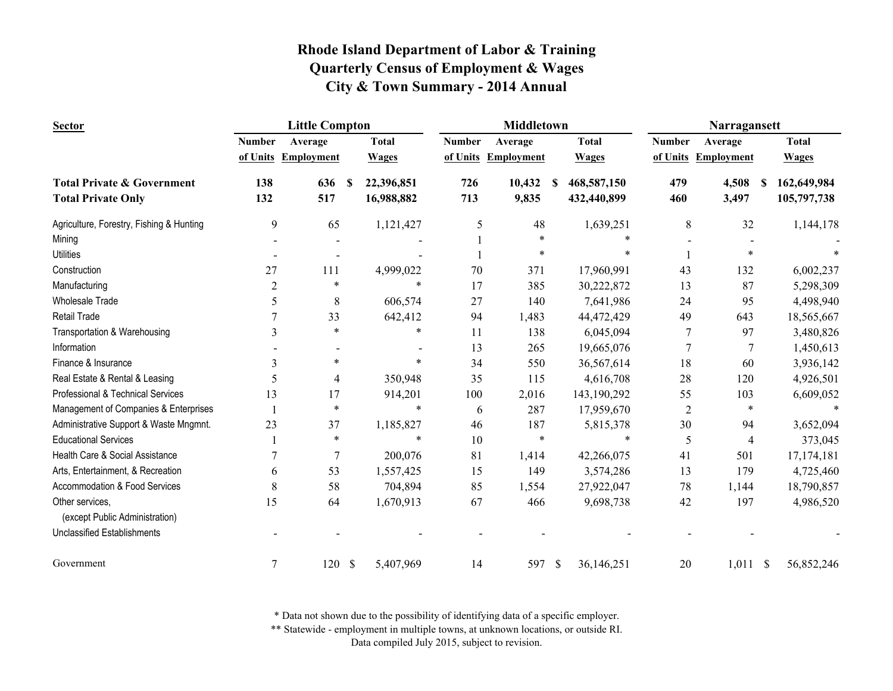# Rhode Island Department of Labor & Training
## Quarterly Census of Employment & Wages
## City & Town Summary - 2014 Annual

| Sector | Little Compton | | | Middletown | | | Narragansett | | |
|---|---|---|---|---|---|---|---|---|---|
| | Number of Units | Average Employment | Total Wages | Number of Units | Average Employment | Total Wages | Number of Units | Average Employment | Total Wages |
| **Total Private & Government** | **138** | **636** | **$ 22,396,851** | **726** | **10,432** | **$ 468,587,150** | **479** | **4,508** | **$ 162,649,984** |
| **Total Private Only** | **132** | **517** | **16,988,882** | **713** | **9,835** | **432,440,899** | **460** | **3,497** | **105,797,738** |
| Agriculture, Forestry, Fishing & Hunting | 9 | 65 | 1,121,427 | 5 | 48 | 1,639,251 | 8 | 32 | 1,144,178 |
| Mining | - | - | - | 1 | * | * | - | - | - |
| Utilities | - | - | - | 1 | * | * | 1 | * | * |
| Construction | 27 | 111 | 4,999,022 | 70 | 371 | 17,960,991 | 43 | 132 | 6,002,237 |
| Manufacturing | 2 | * | * | 17 | 385 | 30,222,872 | 13 | 87 | 5,298,309 |
| Wholesale Trade | 5 | 8 | 606,574 | 27 | 140 | 7,641,986 | 24 | 95 | 4,498,940 |
| Retail Trade | 7 | 33 | 642,412 | 94 | 1,483 | 44,472,429 | 49 | 643 | 18,565,667 |
| Transportation & Warehousing | 3 | * | * | 11 | 138 | 6,045,094 | 7 | 97 | 3,480,826 |
| Information | - | - | - | 13 | 265 | 19,665,076 | 7 | 7 | 1,450,613 |
| Finance & Insurance | 3 | * | * | 34 | 550 | 36,567,614 | 18 | 60 | 3,936,142 |
| Real Estate & Rental & Leasing | 5 | 4 | 350,948 | 35 | 115 | 4,616,708 | 28 | 120 | 4,926,501 |
| Professional & Technical Services | 13 | 17 | 914,201 | 100 | 2,016 | 143,190,292 | 55 | 103 | 6,609,052 |
| Management of Companies & Enterprises | 1 | * | * | 6 | 287 | 17,959,670 | 2 | * | * |
| Administrative Support & Waste Mngmnt. | 23 | 37 | 1,185,827 | 46 | 187 | 5,815,378 | 30 | 94 | 3,652,094 |
| Educational Services | 1 | * | * | 10 | * | * | 5 | 4 | 373,045 |
| Health Care & Social Assistance | 7 | 7 | 200,076 | 81 | 1,414 | 42,266,075 | 41 | 501 | 17,174,181 |
| Arts, Entertainment, & Recreation | 6 | 53 | 1,557,425 | 15 | 149 | 3,574,286 | 13 | 179 | 4,725,460 |
| Accommodation & Food Services | 8 | 58 | 704,894 | 85 | 1,554 | 27,922,047 | 78 | 1,144 | 18,790,857 |
| Other services, (except Public Administration) | 15 | 64 | 1,670,913 | 67 | 466 | 9,698,738 | 42 | 197 | 4,986,520 |
| Unclassified Establishments | - | - | - | - | - | - | - | - | - |
| Government | 7 | 120 | $ 5,407,969 | 14 | 597 | $ 36,146,251 | 20 | 1,011 | $ 56,852,246 |

\* Data not shown due to the possibility of identifying data of a specific employer.

\*\* Statewide - employment in multiple towns, at unknown locations, or outside RI.

Data compiled July 2015, subject to revision.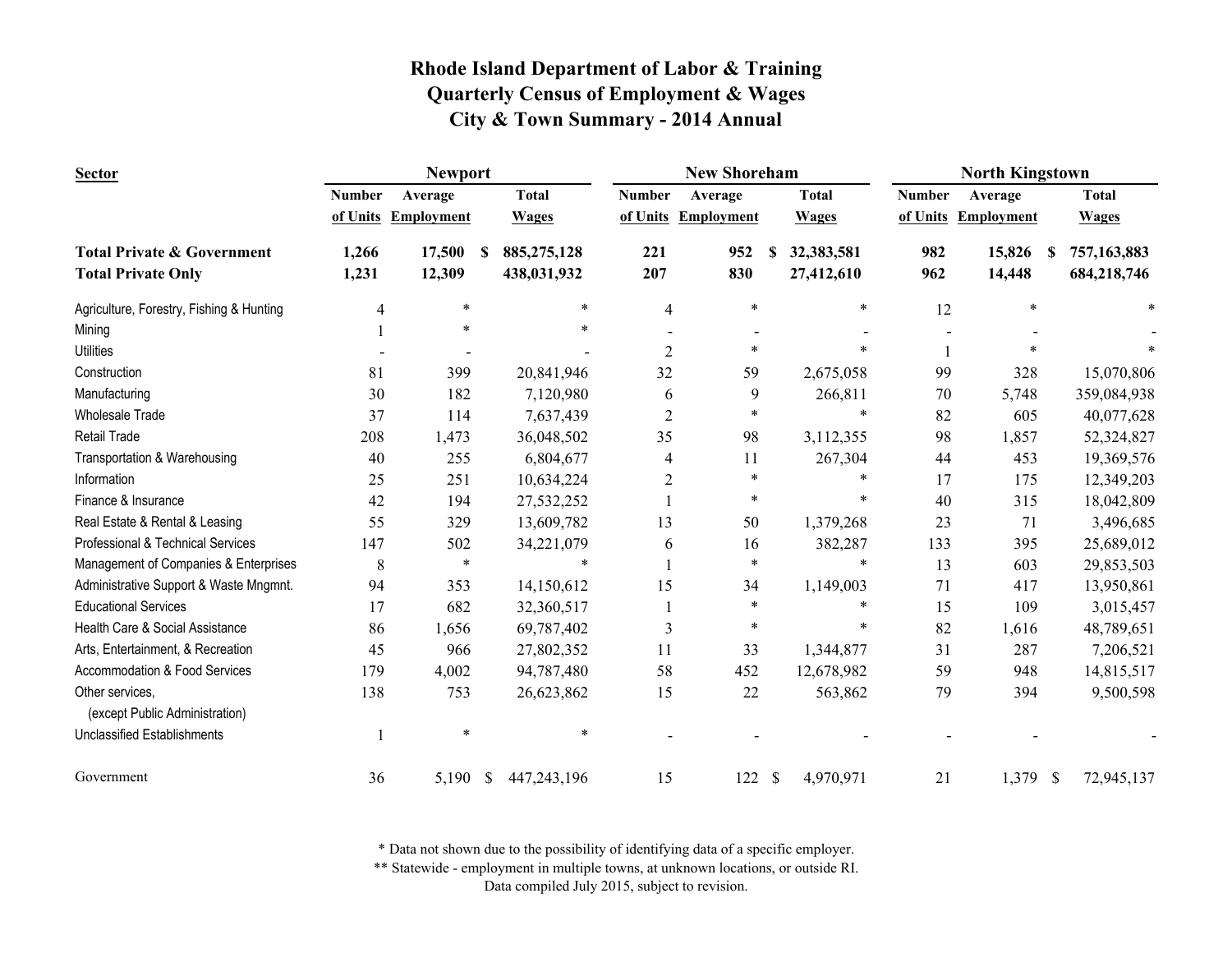# Rhode Island Department of Labor & Training
## Quarterly Census of Employment & Wages
## City & Town Summary - 2014 Annual

| Sector | Newport | | | New Shoreham | | | North Kingstown | | |
|---|---|---|---|---|---|---|---|---|---|
| | Number of Units | Average Employment | Total Wages | Number of Units | Average Employment | Total Wages | Number of Units | Average Employment | Total Wages |
| **Total Private & Government** | **1,266** | **17,500** | **$ 885,275,128** | **221** | **952** | **$ 32,383,581** | **982** | **15,826** | **$ 757,163,883** |
| **Total Private Only** | **1,231** | **12,309** | **438,031,932** | **207** | **830** | **27,412,610** | **962** | **14,448** | **684,218,746** |
| Agriculture, Forestry, Fishing & Hunting | 4 | * | * | 4 | * | * | 12 | * | * |
| Mining | 1 | * | * | - | - | - | - | - | - |
| Utilities | - | - | - | 2 | * | * | 1 | * | * |
| Construction | 81 | 399 | 20,841,946 | 32 | 59 | 2,675,058 | 99 | 328 | 15,070,806 |
| Manufacturing | 30 | 182 | 7,120,980 | 6 | 9 | 266,811 | 70 | 5,748 | 359,084,938 |
| Wholesale Trade | 37 | 114 | 7,637,439 | 2 | * | * | 82 | 605 | 40,077,628 |
| Retail Trade | 208 | 1,473 | 36,048,502 | 35 | 98 | 3,112,355 | 98 | 1,857 | 52,324,827 |
| Transportation & Warehousing | 40 | 255 | 6,804,677 | 4 | 11 | 267,304 | 44 | 453 | 19,369,576 |
| Information | 25 | 251 | 10,634,224 | 2 | * | * | 17 | 175 | 12,349,203 |
| Finance & Insurance | 42 | 194 | 27,532,252 | 1 | * | * | 40 | 315 | 18,042,809 |
| Real Estate & Rental & Leasing | 55 | 329 | 13,609,782 | 13 | 50 | 1,379,268 | 23 | 71 | 3,496,685 |
| Professional & Technical Services | 147 | 502 | 34,221,079 | 6 | 16 | 382,287 | 133 | 395 | 25,689,012 |
| Management of Companies & Enterprises | 8 | * | * | 1 | * | * | 13 | 603 | 29,853,503 |
| Administrative Support & Waste Mngmnt. | 94 | 353 | 14,150,612 | 15 | 34 | 1,149,003 | 71 | 417 | 13,950,861 |
| Educational Services | 17 | 682 | 32,360,517 | 1 | * | * | 15 | 109 | 3,015,457 |
| Health Care & Social Assistance | 86 | 1,656 | 69,787,402 | 3 | * | * | 82 | 1,616 | 48,789,651 |
| Arts, Entertainment, & Recreation | 45 | 966 | 27,802,352 | 11 | 33 | 1,344,877 | 31 | 287 | 7,206,521 |
| Accommodation & Food Services | 179 | 4,002 | 94,787,480 | 58 | 452 | 12,678,982 | 59 | 948 | 14,815,517 |
| Other services, (except Public Administration) | 138 | 753 | 26,623,862 | 15 | 22 | 563,862 | 79 | 394 | 9,500,598 |
| Unclassified Establishments | 1 | * | * | - | - | - | - | - | - |
| Government | 36 | 5,190 | $ 447,243,196 | 15 | 122 | $ 4,970,971 | 21 | 1,379 | $ 72,945,137 |

* Data not shown due to the possibility of identifying data of a specific employer.

** Statewide - employment in multiple towns, at unknown locations, or outside RI.

Data compiled July 2015, subject to revision.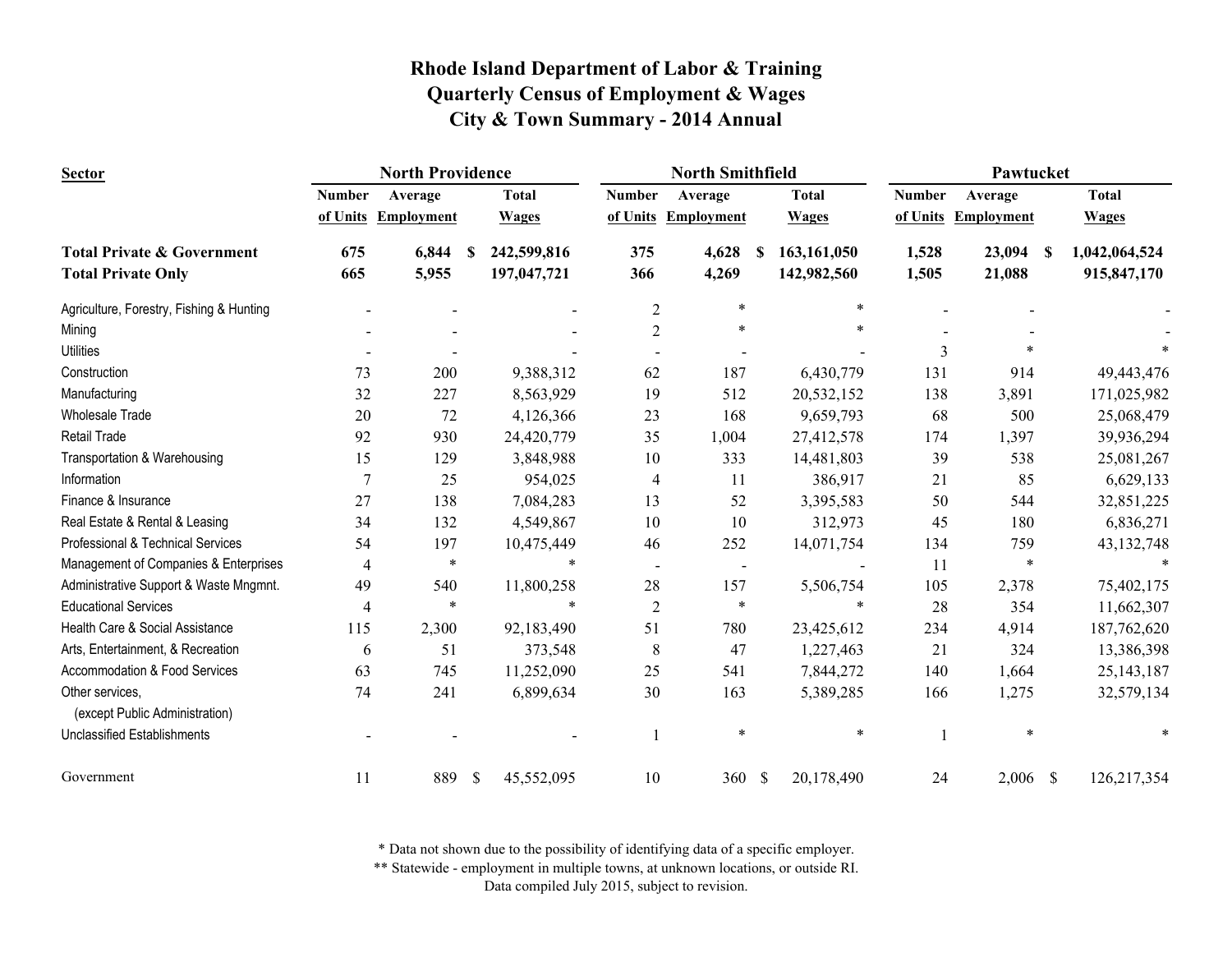# Rhode Island Department of Labor & Training
# Quarterly Census of Employment & Wages
# City & Town Summary - 2014 Annual

| Sector | North Providence | | | North Smithfield | | | Pawtucket | | |
|---|---|---|---|---|---|---|---|---|---|
| | Number of Units | Average Employment | Total Wages | Number of Units | Average Employment | Total Wages | Number of Units | Average Employment | Total Wages |
| **Total Private & Government** | **675** | **6,844** | **$ 242,599,816** | **375** | **4,628** | **$ 163,161,050** | **1,528** | **23,094** | **$ 1,042,064,524** |
| **Total Private Only** | **665** | **5,955** | **197,047,721** | **366** | **4,269** | **142,982,560** | **1,505** | **21,088** | **915,847,170** |
| Agriculture, Forestry, Fishing & Hunting | - | - | - | 2 | * | * | - | - | - |
| Mining | - | - | - | 2 | * | * | - | - | - |
| Utilities | - | - | - | - | - | - | 3 | * | * |
| Construction | 73 | 200 | 9,388,312 | 62 | 187 | 6,430,779 | 131 | 914 | 49,443,476 |
| Manufacturing | 32 | 227 | 8,563,929 | 19 | 512 | 20,532,152 | 138 | 3,891 | 171,025,982 |
| Wholesale Trade | 20 | 72 | 4,126,366 | 23 | 168 | 9,659,793 | 68 | 500 | 25,068,479 |
| Retail Trade | 92 | 930 | 24,420,779 | 35 | 1,004 | 27,412,578 | 174 | 1,397 | 39,936,294 |
| Transportation & Warehousing | 15 | 129 | 3,848,988 | 10 | 333 | 14,481,803 | 39 | 538 | 25,081,267 |
| Information | 7 | 25 | 954,025 | 4 | 11 | 386,917 | 21 | 85 | 6,629,133 |
| Finance & Insurance | 27 | 138 | 7,084,283 | 13 | 52 | 3,395,583 | 50 | 544 | 32,851,225 |
| Real Estate & Rental & Leasing | 34 | 132 | 4,549,867 | 10 | 10 | 312,973 | 45 | 180 | 6,836,271 |
| Professional & Technical Services | 54 | 197 | 10,475,449 | 46 | 252 | 14,071,754 | 134 | 759 | 43,132,748 |
| Management of Companies & Enterprises | 4 | * | * | - | - | - | 11 | * | * |
| Administrative Support & Waste Mngmnt. | 49 | 540 | 11,800,258 | 28 | 157 | 5,506,754 | 105 | 2,378 | 75,402,175 |
| Educational Services | 4 | * | * | 2 | * | * | 28 | 354 | 11,662,307 |
| Health Care & Social Assistance | 115 | 2,300 | 92,183,490 | 51 | 780 | 23,425,612 | 234 | 4,914 | 187,762,620 |
| Arts, Entertainment, & Recreation | 6 | 51 | 373,548 | 8 | 47 | 1,227,463 | 21 | 324 | 13,386,398 |
| Accommodation & Food Services | 63 | 745 | 11,252,090 | 25 | 541 | 7,844,272 | 140 | 1,664 | 25,143,187 |
| Other services, (except Public Administration) | 74 | 241 | 6,899,634 | 30 | 163 | 5,389,285 | 166 | 1,275 | 32,579,134 |
| Unclassified Establishments | - | - | - | 1 | * | * | 1 | * | * |
| Government | 11 | 889 | $ 45,552,095 | 10 | 360 | $ 20,178,490 | 24 | 2,006 | $ 126,217,354 |

\* Data not shown due to the possibility of identifying data of a specific employer.

\*\* Statewide - employment in multiple towns, at unknown locations, or outside RI.

Data compiled July 2015, subject to revision.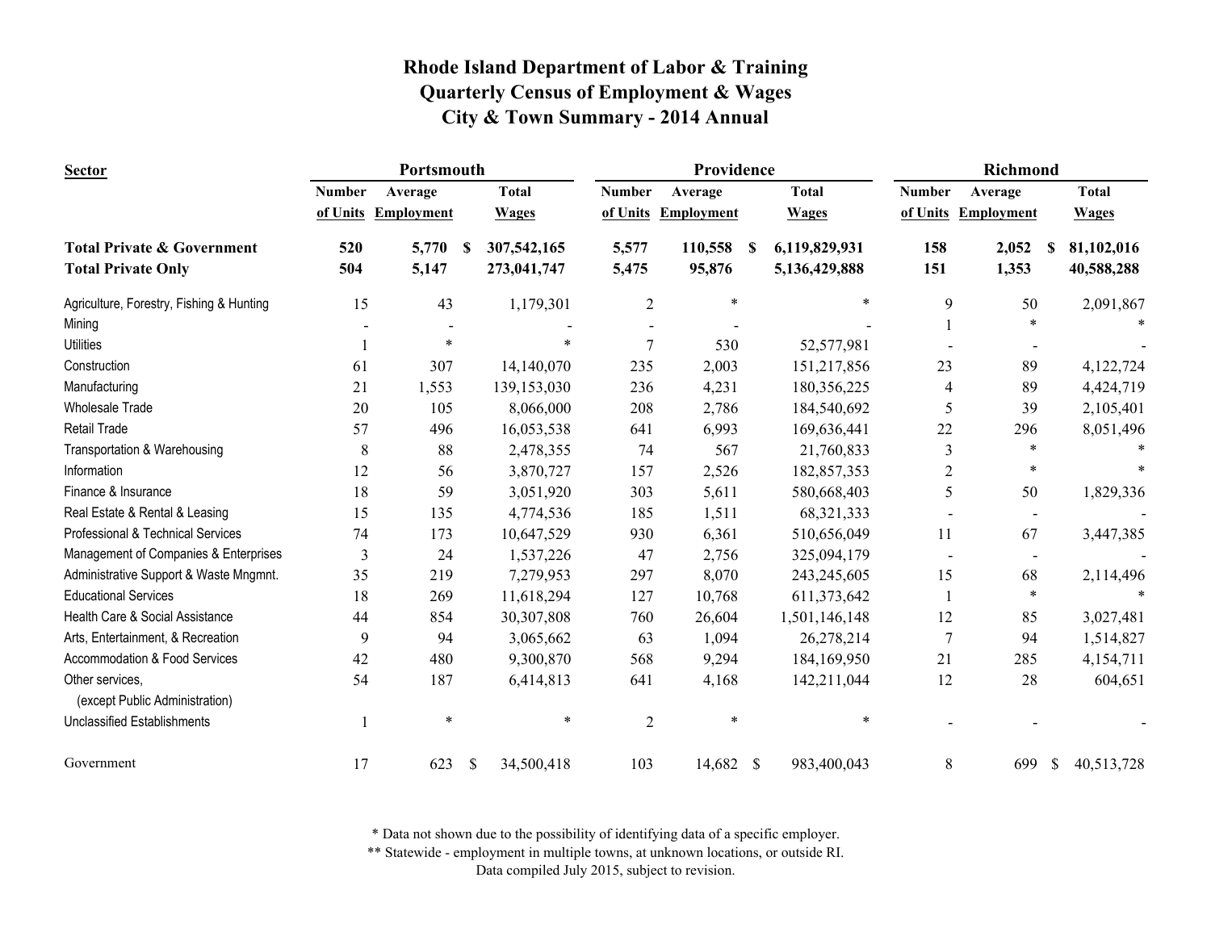# Rhode Island Department of Labor & Training
## Quarterly Census of Employment & Wages
## City & Town Summary - 2014 Annual

| Sector | Portsmouth | | | Providence | | | Richmond | | |
|---|---|---|---|---|---|---|---|---|---|
| | Number of Units | Average Employment | Total Wages | Number of Units | Average Employment | Total Wages | Number of Units | Average Employment | Total Wages |
| **Total Private & Government** | **520** | **5,770** | **$ 307,542,165** | **5,577** | **110,558** | **$ 6,119,829,931** | **158** | **2,052** | **$ 81,102,016** |
| **Total Private Only** | **504** | **5,147** | **273,041,747** | **5,475** | **95,876** | **5,136,429,888** | **151** | **1,353** | **40,588,288** |
| Agriculture, Forestry, Fishing & Hunting | 15 | 43 | 1,179,301 | 2 | * | * | 9 | 50 | 2,091,867 |
| Mining | - | - | - | - | - | - | 1 | * | * |
| Utilities | 1 | * | * | 7 | 530 | 52,577,981 | - | - | - |
| Construction | 61 | 307 | 14,140,070 | 235 | 2,003 | 151,217,856 | 23 | 89 | 4,122,724 |
| Manufacturing | 21 | 1,553 | 139,153,030 | 236 | 4,231 | 180,356,225 | 4 | 89 | 4,424,719 |
| Wholesale Trade | 20 | 105 | 8,066,000 | 208 | 2,786 | 184,540,692 | 5 | 39 | 2,105,401 |
| Retail Trade | 57 | 496 | 16,053,538 | 641 | 6,993 | 169,636,441 | 22 | 296 | 8,051,496 |
| Transportation & Warehousing | 8 | 88 | 2,478,355 | 74 | 567 | 21,760,833 | 3 | * | * |
| Information | 12 | 56 | 3,870,727 | 157 | 2,526 | 182,857,353 | 2 | * | * |
| Finance & Insurance | 18 | 59 | 3,051,920 | 303 | 5,611 | 580,668,403 | 5 | 50 | 1,829,336 |
| Real Estate & Rental & Leasing | 15 | 135 | 4,774,536 | 185 | 1,511 | 68,321,333 | - | - | - |
| Professional & Technical Services | 74 | 173 | 10,647,529 | 930 | 6,361 | 510,656,049 | 11 | 67 | 3,447,385 |
| Management of Companies & Enterprises | 3 | 24 | 1,537,226 | 47 | 2,756 | 325,094,179 | - | - | - |
| Administrative Support & Waste Mngmnt. | 35 | 219 | 7,279,953 | 297 | 8,070 | 243,245,605 | 15 | 68 | 2,114,496 |
| Educational Services | 18 | 269 | 11,618,294 | 127 | 10,768 | 611,373,642 | 1 | * | * |
| Health Care & Social Assistance | 44 | 854 | 30,307,808 | 760 | 26,604 | 1,501,146,148 | 12 | 85 | 3,027,481 |
| Arts, Entertainment, & Recreation | 9 | 94 | 3,065,662 | 63 | 1,094 | 26,278,214 | 7 | 94 | 1,514,827 |
| Accommodation & Food Services | 42 | 480 | 9,300,870 | 568 | 9,294 | 184,169,950 | 21 | 285 | 4,154,711 |
| Other services, (except Public Administration) | 54 | 187 | 6,414,813 | 641 | 4,168 | 142,211,044 | 12 | 28 | 604,651 |
| Unclassified Establishments | 1 | * | * | 2 | * | * | - | - | - |
| Government | 17 | 623 | $ 34,500,418 | 103 | 14,682 | $ 983,400,043 | 8 | 699 | $ 40,513,728 |

\* Data not shown due to the possibility of identifying data of a specific employer.

\*\* Statewide - employment in multiple towns, at unknown locations, or outside RI.

Data compiled July 2015, subject to revision.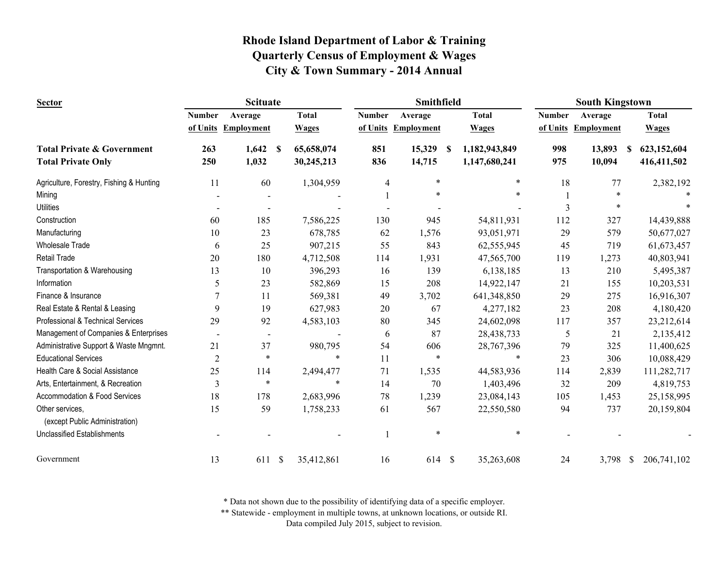# Rhode Island Department of Labor & Training
## Quarterly Census of Employment & Wages
## City & Town Summary - 2014 Annual

| Sector | Scituate | | | Smithfield | | | South Kingstown | | |
|---|---|---|---|---|---|---|---|---|---|
| | Number of Units | Average Employment | Total Wages | Number of Units | Average Employment | Total Wages | Number of Units | Average Employment | Total Wages |
| **Total Private & Government** | **263** | **1,642** | **$ 65,658,074** | **851** | **15,329** | **$ 1,182,943,849** | **998** | **13,893** | **$ 623,152,604** |
| **Total Private Only** | **250** | **1,032** | **30,245,213** | **836** | **14,715** | **1,147,680,241** | **975** | **10,094** | **416,411,502** |
| Agriculture, Forestry, Fishing & Hunting | 11 | 60 | 1,304,959 | 4 | * | * | 18 | 77 | 2,382,192 |
| Mining | - | - | - | 1 | * | * | 1 | * | * |
| Utilities | - | - | - | - | - | - | 3 | * | * |
| Construction | 60 | 185 | 7,586,225 | 130 | 945 | 54,811,931 | 112 | 327 | 14,439,888 |
| Manufacturing | 10 | 23 | 678,785 | 62 | 1,576 | 93,051,971 | 29 | 579 | 50,677,027 |
| Wholesale Trade | 6 | 25 | 907,215 | 55 | 843 | 62,555,945 | 45 | 719 | 61,673,457 |
| Retail Trade | 20 | 180 | 4,712,508 | 114 | 1,931 | 47,565,700 | 119 | 1,273 | 40,803,941 |
| Transportation & Warehousing | 13 | 10 | 396,293 | 16 | 139 | 6,138,185 | 13 | 210 | 5,495,387 |
| Information | 5 | 23 | 582,869 | 15 | 208 | 14,922,147 | 21 | 155 | 10,203,531 |
| Finance & Insurance | 7 | 11 | 569,381 | 49 | 3,702 | 641,348,850 | 29 | 275 | 16,916,307 |
| Real Estate & Rental & Leasing | 9 | 19 | 627,983 | 20 | 67 | 4,277,182 | 23 | 208 | 4,180,420 |
| Professional & Technical Services | 29 | 92 | 4,583,103 | 80 | 345 | 24,602,098 | 117 | 357 | 23,212,614 |
| Management of Companies & Enterprises | - | - | - | 6 | 87 | 28,438,733 | 5 | 21 | 2,135,412 |
| Administrative Support & Waste Mngmnt. | 21 | 37 | 980,795 | 54 | 606 | 28,767,396 | 79 | 325 | 11,400,625 |
| Educational Services | 2 | * | * | 11 | * | * | 23 | 306 | 10,088,429 |
| Health Care & Social Assistance | 25 | 114 | 2,494,477 | 71 | 1,535 | 44,583,936 | 114 | 2,839 | 111,282,717 |
| Arts, Entertainment, & Recreation | 3 | * | * | 14 | 70 | 1,403,496 | 32 | 209 | 4,819,753 |
| Accommodation & Food Services | 18 | 178 | 2,683,996 | 78 | 1,239 | 23,084,143 | 105 | 1,453 | 25,158,995 |
| Other services, (except Public Administration) | 15 | 59 | 1,758,233 | 61 | 567 | 22,550,580 | 94 | 737 | 20,159,804 |
| Unclassified Establishments | - | - | - | 1 | * | * | - | - | - |
| Government | 13 | 611 | $ 35,412,861 | 16 | 614 | $ 35,263,608 | 24 | 3,798 | $ 206,741,102 |

\* Data not shown due to the possibility of identifying data of a specific employer.

\*\* Statewide - employment in multiple towns, at unknown locations, or outside RI.

Data compiled July 2015, subject to revision.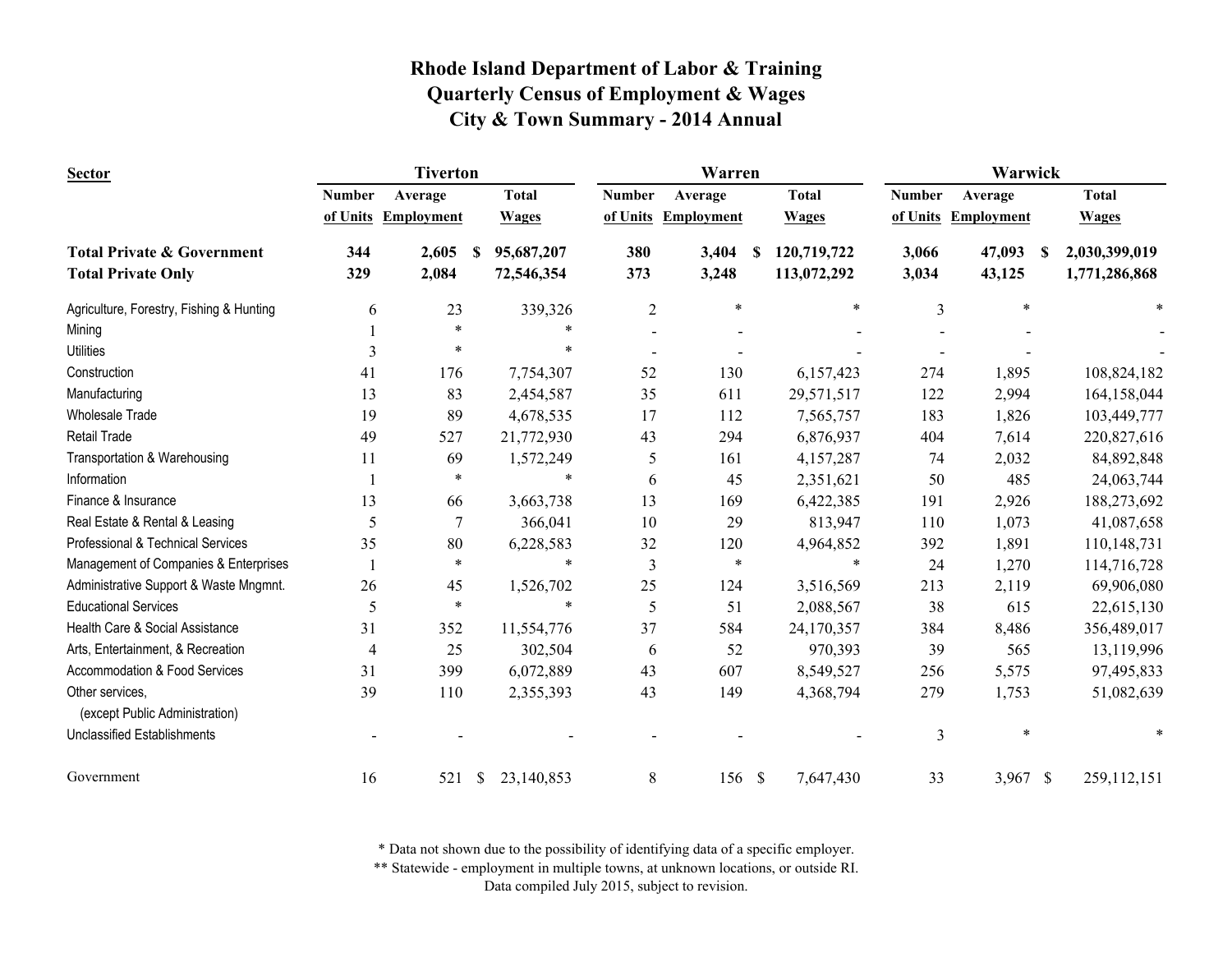# Rhode Island Department of Labor & Training
# Quarterly Census of Employment & Wages
# City & Town Summary - 2014 Annual

| Sector | Tiverton | | | Warren | | | Warwick | | |
|---|---|---|---|---|---|---|---|---|---|
| | Number of Units | Average Employment | Total Wages | Number of Units | Average Employment | Total Wages | Number of Units | Average Employment | Total Wages |
| **Total Private & Government** | **344** | **2,605** | **$ 95,687,207** | **380** | **3,404** | **$ 120,719,722** | **3,066** | **47,093** | **$ 2,030,399,019** |
| **Total Private Only** | **329** | **2,084** | **72,546,354** | **373** | **3,248** | **113,072,292** | **3,034** | **43,125** | **1,771,286,868** |
| Agriculture, Forestry, Fishing & Hunting | 6 | 23 | 339,326 | 2 | * | * | 3 | * | * |
| Mining | 1 | * | * | - | - | - | - | - | - |
| Utilities | 3 | * | * | - | - | - | - | - | - |
| Construction | 41 | 176 | 7,754,307 | 52 | 130 | 6,157,423 | 274 | 1,895 | 108,824,182 |
| Manufacturing | 13 | 83 | 2,454,587 | 35 | 611 | 29,571,517 | 122 | 2,994 | 164,158,044 |
| Wholesale Trade | 19 | 89 | 4,678,535 | 17 | 112 | 7,565,757 | 183 | 1,826 | 103,449,777 |
| Retail Trade | 49 | 527 | 21,772,930 | 43 | 294 | 6,876,937 | 404 | 7,614 | 220,827,616 |
| Transportation & Warehousing | 11 | 69 | 1,572,249 | 5 | 161 | 4,157,287 | 74 | 2,032 | 84,892,848 |
| Information | 1 | * | * | 6 | 45 | 2,351,621 | 50 | 485 | 24,063,744 |
| Finance & Insurance | 13 | 66 | 3,663,738 | 13 | 169 | 6,422,385 | 191 | 2,926 | 188,273,692 |
| Real Estate & Rental & Leasing | 5 | 7 | 366,041 | 10 | 29 | 813,947 | 110 | 1,073 | 41,087,658 |
| Professional & Technical Services | 35 | 80 | 6,228,583 | 32 | 120 | 4,964,852 | 392 | 1,891 | 110,148,731 |
| Management of Companies & Enterprises | 1 | * | * | 3 | * | * | 24 | 1,270 | 114,716,728 |
| Administrative Support & Waste Mngmnt. | 26 | 45 | 1,526,702 | 25 | 124 | 3,516,569 | 213 | 2,119 | 69,906,080 |
| Educational Services | 5 | * | * | 5 | 51 | 2,088,567 | 38 | 615 | 22,615,130 |
| Health Care & Social Assistance | 31 | 352 | 11,554,776 | 37 | 584 | 24,170,357 | 384 | 8,486 | 356,489,017 |
| Arts, Entertainment, & Recreation | 4 | 25 | 302,504 | 6 | 52 | 970,393 | 39 | 565 | 13,119,996 |
| Accommodation & Food Services | 31 | 399 | 6,072,889 | 43 | 607 | 8,549,527 | 256 | 5,575 | 97,495,833 |
| Other services, (except Public Administration) | 39 | 110 | 2,355,393 | 43 | 149 | 4,368,794 | 279 | 1,753 | 51,082,639 |
| Unclassified Establishments | - | - | - | - | - | - | 3 | * | * |
| Government | 16 | 521 | $ 23,140,853 | 8 | 156 | $ 7,647,430 | 33 | 3,967 | $ 259,112,151 |

* Data not shown due to the possibility of identifying data of a specific employer.

** Statewide - employment in multiple towns, at unknown locations, or outside RI.

Data compiled July 2015, subject to revision.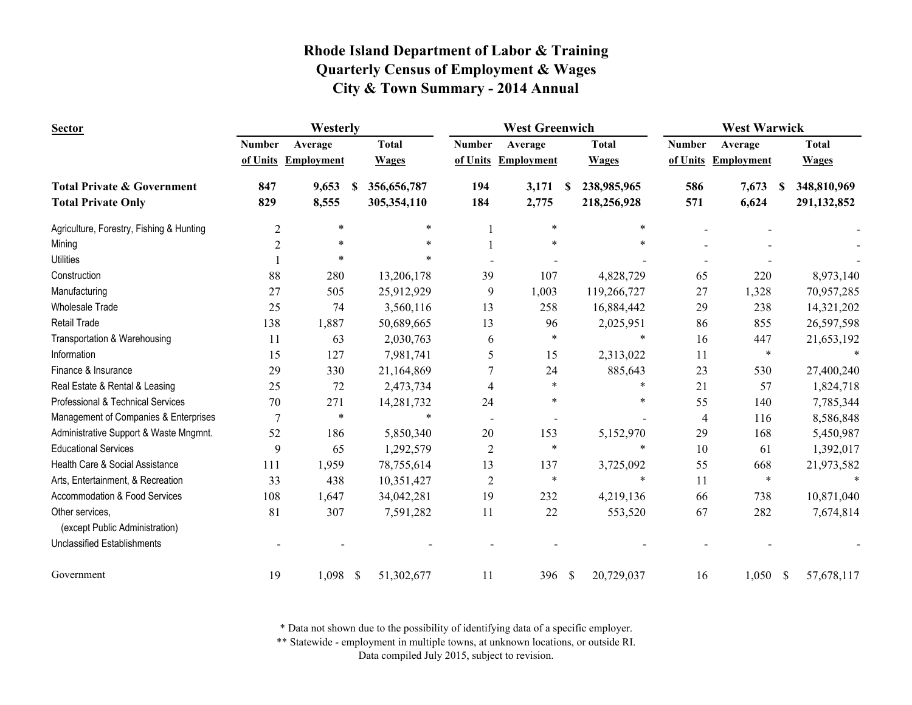# Rhode Island Department of Labor & Training
## Quarterly Census of Employment & Wages
## City & Town Summary - 2014 Annual

| Sector | Westerly | | | West Greenwich | | | West Warwick | | |
|---|---|---|---|---|---|---|---|---|---|
| | Number of Units | Average Employment | Total Wages | Number of Units | Average Employment | Total Wages | Number of Units | Average Employment | Total Wages |
| **Total Private & Government** | **847** | **9,653** | **$ 356,656,787** | **194** | **3,171** | **$ 238,985,965** | **586** | **7,673** | **$ 348,810,969** |
| **Total Private Only** | **829** | **8,555** | **305,354,110** | **184** | **2,775** | **218,256,928** | **571** | **6,624** | **291,132,852** |
| Agriculture, Forestry, Fishing & Hunting | 2 | * | * | 1 | * | * | - | - | - |
| Mining | 2 | * | * | 1 | * | * | - | - | - |
| Utilities | 1 | * | * | - | - | - | - | - | - |
| Construction | 88 | 280 | 13,206,178 | 39 | 107 | 4,828,729 | 65 | 220 | 8,973,140 |
| Manufacturing | 27 | 505 | 25,912,929 | 9 | 1,003 | 119,266,727 | 27 | 1,328 | 70,957,285 |
| Wholesale Trade | 25 | 74 | 3,560,116 | 13 | 258 | 16,884,442 | 29 | 238 | 14,321,202 |
| Retail Trade | 138 | 1,887 | 50,689,665 | 13 | 96 | 2,025,951 | 86 | 855 | 26,597,598 |
| Transportation & Warehousing | 11 | 63 | 2,030,763 | 6 | * | * | 16 | 447 | 21,653,192 |
| Information | 15 | 127 | 7,981,741 | 5 | 15 | 2,313,022 | 11 | * | * |
| Finance & Insurance | 29 | 330 | 21,164,869 | 7 | 24 | 885,643 | 23 | 530 | 27,400,240 |
| Real Estate & Rental & Leasing | 25 | 72 | 2,473,734 | 4 | * | * | 21 | 57 | 1,824,718 |
| Professional & Technical Services | 70 | 271 | 14,281,732 | 24 | * | * | 55 | 140 | 7,785,344 |
| Management of Companies & Enterprises | 7 | * | * | - | - | - | 4 | 116 | 8,586,848 |
| Administrative Support & Waste Mngmnt. | 52 | 186 | 5,850,340 | 20 | 153 | 5,152,970 | 29 | 168 | 5,450,987 |
| Educational Services | 9 | 65 | 1,292,579 | 2 | * | * | 10 | 61 | 1,392,017 |
| Health Care & Social Assistance | 111 | 1,959 | 78,755,614 | 13 | 137 | 3,725,092 | 55 | 668 | 21,973,582 |
| Arts, Entertainment, & Recreation | 33 | 438 | 10,351,427 | 2 | * | * | 11 | * | * |
| Accommodation & Food Services | 108 | 1,647 | 34,042,281 | 19 | 232 | 4,219,136 | 66 | 738 | 10,871,040 |
| Other services, (except Public Administration) | 81 | 307 | 7,591,282 | 11 | 22 | 553,520 | 67 | 282 | 7,674,814 |
| Unclassified Establishments | - | - | - | - | - | - | - | - | - |
| Government | 19 | 1,098 | $ 51,302,677 | 11 | 396 | $ 20,729,037 | 16 | 1,050 | $ 57,678,117 |

\* Data not shown due to the possibility of identifying data of a specific employer.

\** Statewide - employment in multiple towns, at unknown locations, or outside RI.

Data compiled July 2015, subject to revision.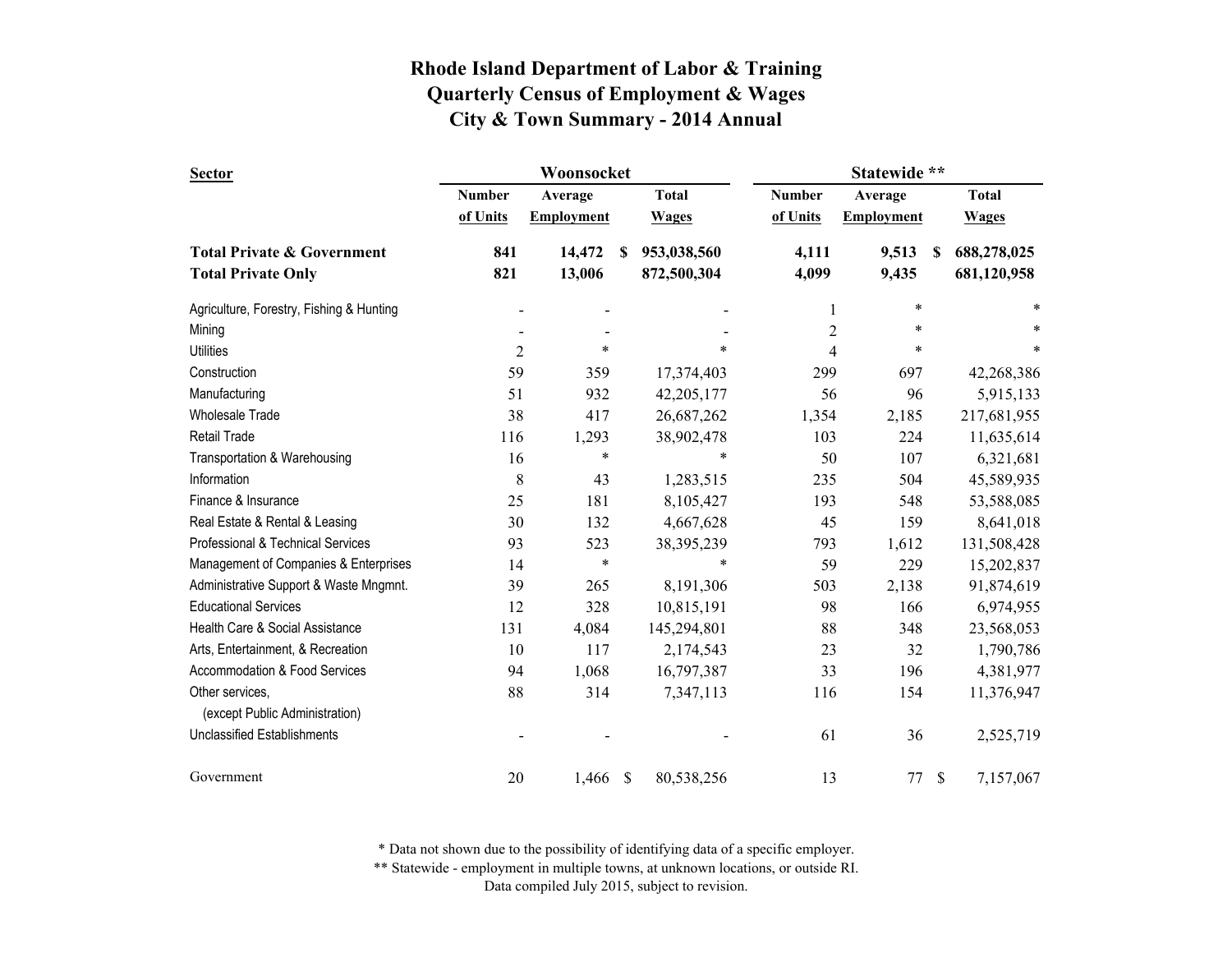# Rhode Island Department of Labor & Training
## Quarterly Census of Employment & Wages
## City & Town Summary - 2014 Annual

| Sector | Woonsocket | | | Statewide ** | | |
|---|---|---|---|---|---|---|
| | Number of Units | Average Employment | Total Wages | Number of Units | Average Employment | Total Wages |
| **Total Private & Government** | **841** | **14,472** | **$ 953,038,560** | **4,111** | **9,513** | **$ 688,278,025** |
| **Total Private Only** | **821** | **13,006** | **872,500,304** | **4,099** | **9,435** | **681,120,958** |
| Agriculture, Forestry, Fishing & Hunting | - | - | - | 1 | * | * |
| Mining | - | - | - | 2 | * | * |
| Utilities | 2 | * | * | 4 | * | * |
| Construction | 59 | 359 | 17,374,403 | 299 | 697 | 42,268,386 |
| Manufacturing | 51 | 932 | 42,205,177 | 56 | 96 | 5,915,133 |
| Wholesale Trade | 38 | 417 | 26,687,262 | 1,354 | 2,185 | 217,681,955 |
| Retail Trade | 116 | 1,293 | 38,902,478 | 103 | 224 | 11,635,614 |
| Transportation & Warehousing | 16 | * | * | 50 | 107 | 6,321,681 |
| Information | 8 | 43 | 1,283,515 | 235 | 504 | 45,589,935 |
| Finance & Insurance | 25 | 181 | 8,105,427 | 193 | 548 | 53,588,085 |
| Real Estate & Rental & Leasing | 30 | 132 | 4,667,628 | 45 | 159 | 8,641,018 |
| Professional & Technical Services | 93 | 523 | 38,395,239 | 793 | 1,612 | 131,508,428 |
| Management of Companies & Enterprises | 14 | * | * | 59 | 229 | 15,202,837 |
| Administrative Support & Waste Mngmnt. | 39 | 265 | 8,191,306 | 503 | 2,138 | 91,874,619 |
| Educational Services | 12 | 328 | 10,815,191 | 98 | 166 | 6,974,955 |
| Health Care & Social Assistance | 131 | 4,084 | 145,294,801 | 88 | 348 | 23,568,053 |
| Arts, Entertainment, & Recreation | 10 | 117 | 2,174,543 | 23 | 32 | 1,790,786 |
| Accommodation & Food Services | 94 | 1,068 | 16,797,387 | 33 | 196 | 4,381,977 |
| Other services, (except Public Administration) | 88 | 314 | 7,347,113 | 116 | 154 | 11,376,947 |
| Unclassified Establishments | - | - | - | 61 | 36 | 2,525,719 |
| Government | 20 | 1,466 | $ 80,538,256 | 13 | 77 | $ 7,157,067 |

* Data not shown due to the possibility of identifying data of a specific employer.
** Statewide - employment in multiple towns, at unknown locations, or outside RI.
Data compiled July 2015, subject to revision.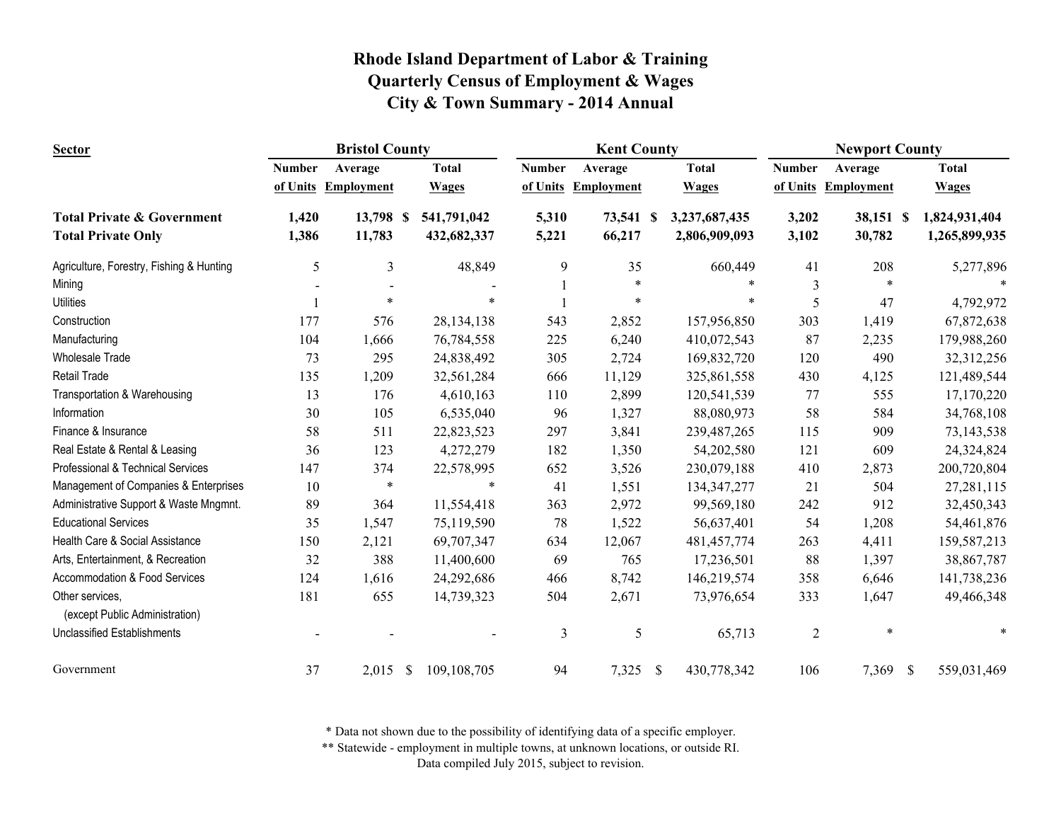# Rhode Island Department of Labor & Training
## Quarterly Census of Employment & Wages
## City & Town Summary - 2014 Annual

| Sector | Bristol County | | | Kent County | | | Newport County | | |
|---|---|---|---|---|---|---|---|---|---|
| | Number of Units | Average Employment | Total Wages | Number of Units | Average Employment | Total Wages | Number of Units | Average Employment | Total Wages |
| **Total Private & Government** | **1,420** | **13,798** | **$ 541,791,042** | **5,310** | **73,541** | **$ 3,237,687,435** | **3,202** | **38,151** | **$ 1,824,931,404** |
| **Total Private Only** | **1,386** | **11,783** | **432,682,337** | **5,221** | **66,217** | **2,806,909,093** | **3,102** | **30,782** | **1,265,899,935** |
| Agriculture, Forestry, Fishing & Hunting | 5 | 3 | 48,849 | 9 | 35 | 660,449 | 41 | 208 | 5,277,896 |
| Mining | - | - | - | 1 | * | * | 3 | * | * |
| Utilities | 1 | * | * | 1 | * | * | 5 | 47 | 4,792,972 |
| Construction | 177 | 576 | 28,134,138 | 543 | 2,852 | 157,956,850 | 303 | 1,419 | 67,872,638 |
| Manufacturing | 104 | 1,666 | 76,784,558 | 225 | 6,240 | 410,072,543 | 87 | 2,235 | 179,988,260 |
| Wholesale Trade | 73 | 295 | 24,838,492 | 305 | 2,724 | 169,832,720 | 120 | 490 | 32,312,256 |
| Retail Trade | 135 | 1,209 | 32,561,284 | 666 | 11,129 | 325,861,558 | 430 | 4,125 | 121,489,544 |
| Transportation & Warehousing | 13 | 176 | 4,610,163 | 110 | 2,899 | 120,541,539 | 77 | 555 | 17,170,220 |
| Information | 30 | 105 | 6,535,040 | 96 | 1,327 | 88,080,973 | 58 | 584 | 34,768,108 |
| Finance & Insurance | 58 | 511 | 22,823,523 | 297 | 3,841 | 239,487,265 | 115 | 909 | 73,143,538 |
| Real Estate & Rental & Leasing | 36 | 123 | 4,272,279 | 182 | 1,350 | 54,202,580 | 121 | 609 | 24,324,824 |
| Professional & Technical Services | 147 | 374 | 22,578,995 | 652 | 3,526 | 230,079,188 | 410 | 2,873 | 200,720,804 |
| Management of Companies & Enterprises | 10 | * | * | 41 | 1,551 | 134,347,277 | 21 | 504 | 27,281,115 |
| Administrative Support & Waste Mngmnt. | 89 | 364 | 11,554,418 | 363 | 2,972 | 99,569,180 | 242 | 912 | 32,450,343 |
| Educational Services | 35 | 1,547 | 75,119,590 | 78 | 1,522 | 56,637,401 | 54 | 1,208 | 54,461,876 |
| Health Care & Social Assistance | 150 | 2,121 | 69,707,347 | 634 | 12,067 | 481,457,774 | 263 | 4,411 | 159,587,213 |
| Arts, Entertainment, & Recreation | 32 | 388 | 11,400,600 | 69 | 765 | 17,236,501 | 88 | 1,397 | 38,867,787 |
| Accommodation & Food Services | 124 | 1,616 | 24,292,686 | 466 | 8,742 | 146,219,574 | 358 | 6,646 | 141,738,236 |
| Other services, (except Public Administration) | 181 | 655 | 14,739,323 | 504 | 2,671 | 73,976,654 | 333 | 1,647 | 49,466,348 |
| Unclassified Establishments | - | - | - | 3 | 5 | 65,713 | 2 | * | * |
| Government | 37 | 2,015 | $ 109,108,705 | 94 | 7,325 | $ 430,778,342 | 106 | 7,369 | $ 559,031,469 |

\* Data not shown due to the possibility of identifying data of a specific employer.

\*\* Statewide - employment in multiple towns, at unknown locations, or outside RI.

Data compiled July 2015, subject to revision.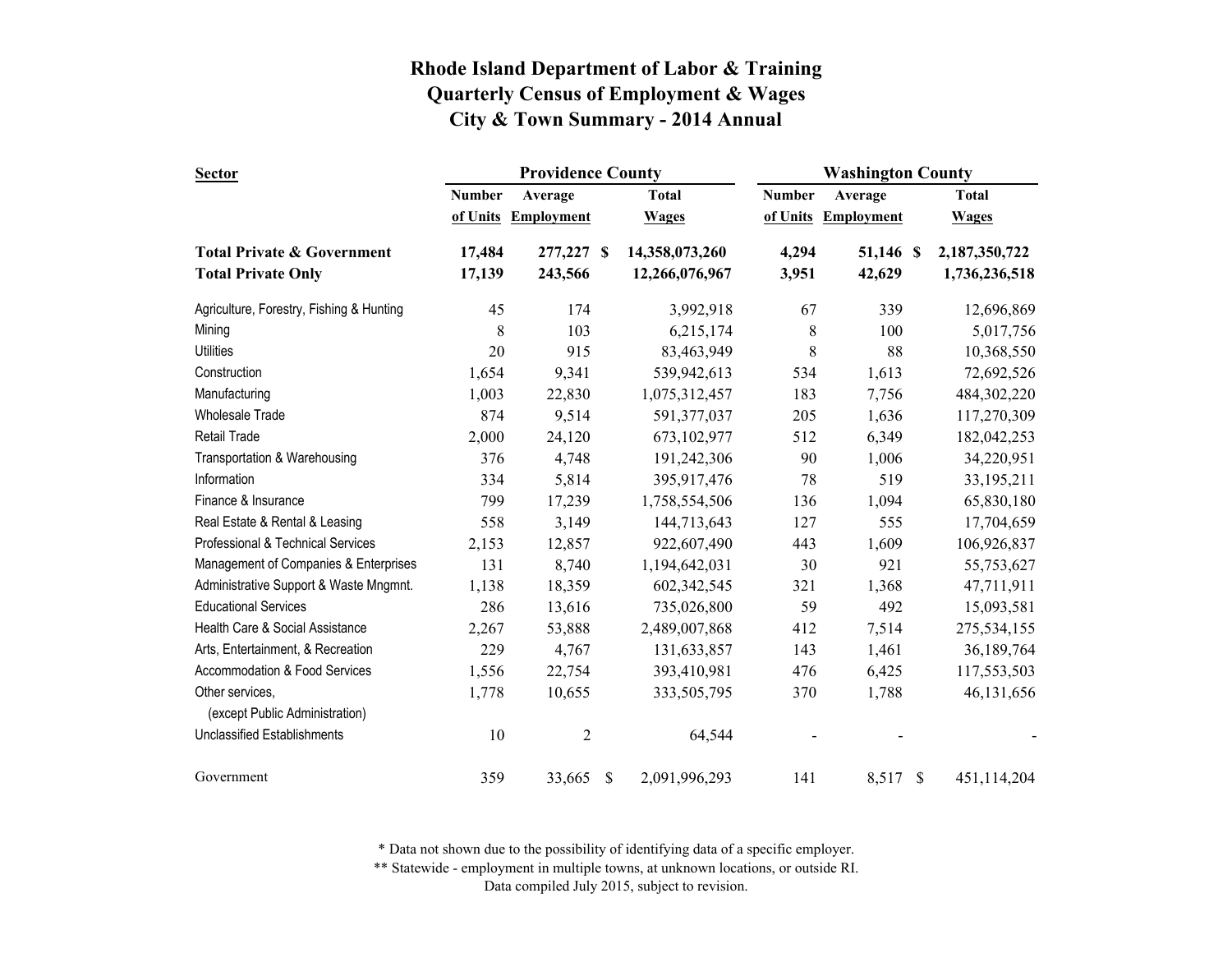# Rhode Island Department of Labor & Training
# Quarterly Census of Employment & Wages
# City & Town Summary - 2014 Annual

| Sector | Providence County | | | Washington County | | |
|---|---|---|---|---|---|---|
| | Number of Units | Average Employment | Total Wages | Number of Units | Average Employment | Total Wages |
| **Total Private & Government** | **17,484** | **277,227** | **$ 14,358,073,260** | **4,294** | **51,146** | **$ 2,187,350,722** |
| **Total Private Only** | **17,139** | **243,566** | **12,266,076,967** | **3,951** | **42,629** | **1,736,236,518** |
| Agriculture, Forestry, Fishing & Hunting | 45 | 174 | 3,992,918 | 67 | 339 | 12,696,869 |
| Mining | 8 | 103 | 6,215,174 | 8 | 100 | 5,017,756 |
| Utilities | 20 | 915 | 83,463,949 | 8 | 88 | 10,368,550 |
| Construction | 1,654 | 9,341 | 539,942,613 | 534 | 1,613 | 72,692,526 |
| Manufacturing | 1,003 | 22,830 | 1,075,312,457 | 183 | 7,756 | 484,302,220 |
| Wholesale Trade | 874 | 9,514 | 591,377,037 | 205 | 1,636 | 117,270,309 |
| Retail Trade | 2,000 | 24,120 | 673,102,977 | 512 | 6,349 | 182,042,253 |
| Transportation & Warehousing | 376 | 4,748 | 191,242,306 | 90 | 1,006 | 34,220,951 |
| Information | 334 | 5,814 | 395,917,476 | 78 | 519 | 33,195,211 |
| Finance & Insurance | 799 | 17,239 | 1,758,554,506 | 136 | 1,094 | 65,830,180 |
| Real Estate & Rental & Leasing | 558 | 3,149 | 144,713,643 | 127 | 555 | 17,704,659 |
| Professional & Technical Services | 2,153 | 12,857 | 922,607,490 | 443 | 1,609 | 106,926,837 |
| Management of Companies & Enterprises | 131 | 8,740 | 1,194,642,031 | 30 | 921 | 55,753,627 |
| Administrative Support & Waste Mngmnt. | 1,138 | 18,359 | 602,342,545 | 321 | 1,368 | 47,711,911 |
| Educational Services | 286 | 13,616 | 735,026,800 | 59 | 492 | 15,093,581 |
| Health Care & Social Assistance | 2,267 | 53,888 | 2,489,007,868 | 412 | 7,514 | 275,534,155 |
| Arts, Entertainment, & Recreation | 229 | 4,767 | 131,633,857 | 143 | 1,461 | 36,189,764 |
| Accommodation & Food Services | 1,556 | 22,754 | 393,410,981 | 476 | 6,425 | 117,553,503 |
| Other services, (except Public Administration) | 1,778 | 10,655 | 333,505,795 | 370 | 1,788 | 46,131,656 |
| Unclassified Establishments | 10 | 2 | 64,544 | - | - | - |
| Government | 359 | 33,665 | $ 2,091,996,293 | 141 | 8,517 | $ 451,114,204 |

\* Data not shown due to the possibility of identifying data of a specific employer.

\*\* Statewide - employment in multiple towns, at unknown locations, or outside RI.

Data compiled July 2015, subject to revision.